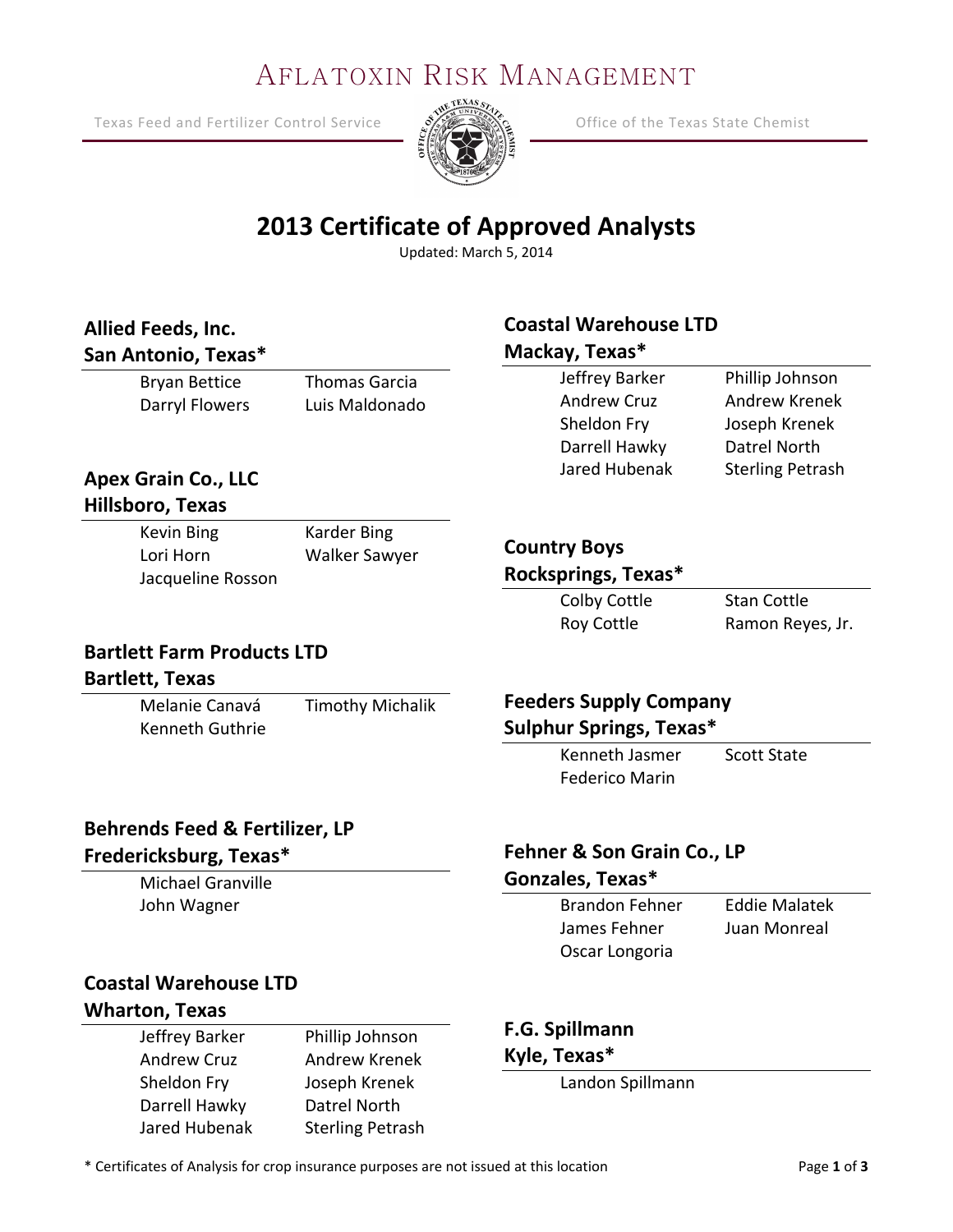# Aflatoxin Risk Management

Texas Feed and Fertilizer Control Service — Office of the Texas State Chemist

## 2013 Certificate of Approved Analysts

Updated: March 5, 2014

### Allied Feeds, Inc.
### San Antonio, Texas*

Bryan Bettice
Darryl Flowers
Thomas Garcia
Luis Maldonado

### Apex Grain Co., LLC
### Hillsboro, Texas

Kevin Bing
Lori Horn
Jacqueline Rosson
Karder Bing
Walker Sawyer

### Bartlett Farm Products LTD
### Bartlett, Texas

Melanie Canavá
Kenneth Guthrie
Timothy Michalik

### Behrends Feed & Fertilizer, LP
### Fredericksburg, Texas*

Michael Granville
John Wagner

### Coastal Warehouse LTD
### Wharton, Texas

Jeffrey Barker
Andrew Cruz
Sheldon Fry
Darrell Hawky
Jared Hubenak
Phillip Johnson
Andrew Krenek
Joseph Krenek
Datrel North
Sterling Petrash

### Coastal Warehouse LTD
### Mackay, Texas*

Jeffrey Barker
Andrew Cruz
Sheldon Fry
Darrell Hawky
Jared Hubenak
Phillip Johnson
Andrew Krenek
Joseph Krenek
Datrel North
Sterling Petrash

### Country Boys
### Rocksprings, Texas*

Colby Cottle
Roy Cottle
Stan Cottle
Ramon Reyes, Jr.

### Feeders Supply Company
### Sulphur Springs, Texas*

Kenneth Jasmer
Federico Marin
Scott State

### Fehner & Son Grain Co., LP
### Gonzales, Texas*

Brandon Fehner
James Fehner
Oscar Longoria
Eddie Malatek
Juan Monreal

### F.G. Spillmann
### Kyle, Texas*

Landon Spillmann

* Certificates of Analysis for crop insurance purposes are not issued at this location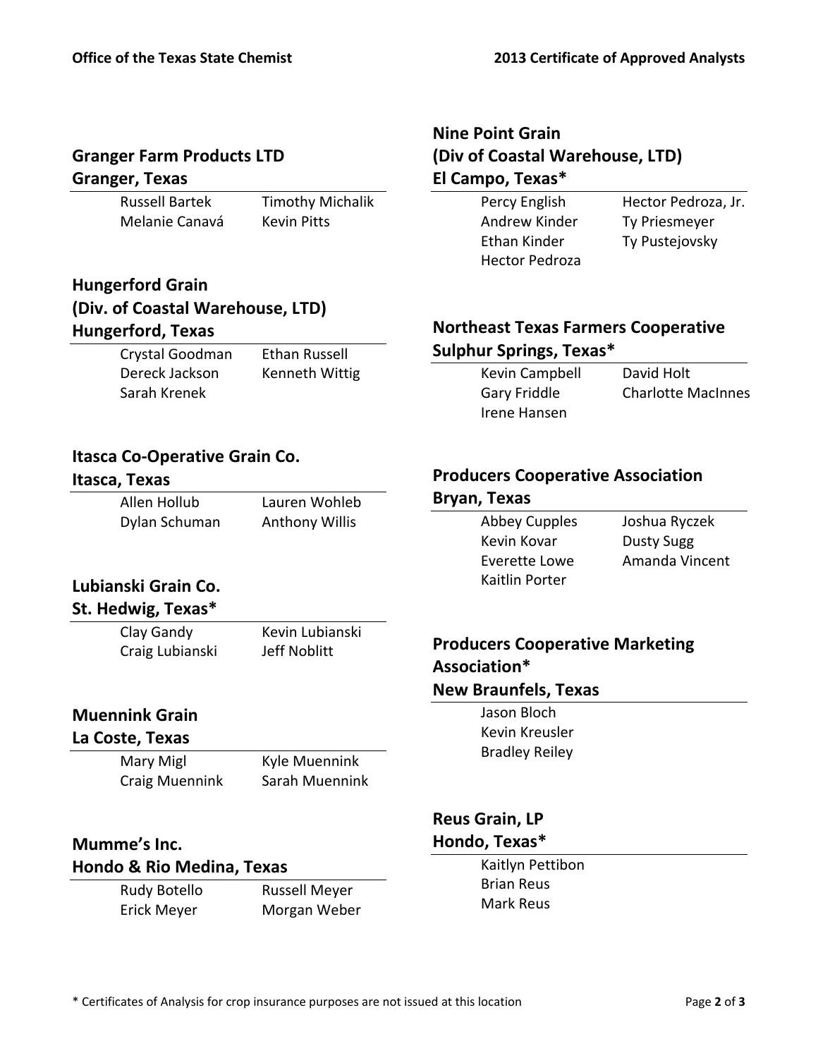## Granger Farm Products LTD
## Granger, Texas

| | |
|---|---|
| Russell Bartek | Timothy Michalik |
| Melanie Canavá | Kevin Pitts |

## Hungerford Grain
## (Div. of Coastal Warehouse, LTD)
## Hungerford, Texas

| | |
|---|---|
| Crystal Goodman | Ethan Russell |
| Dereck Jackson | Kenneth Wittig |
| Sarah Krenek | |

## Itasca Co-Operative Grain Co.
## Itasca, Texas

| | |
|---|---|
| Allen Hollub | Lauren Wohleb |
| Dylan Schuman | Anthony Willis |

## Lubianski Grain Co.
## St. Hedwig, Texas*

| | |
|---|---|
| Clay Gandy | Kevin Lubianski |
| Craig Lubianski | Jeff Noblitt |

## Muennink Grain
## La Coste, Texas

| | |
|---|---|
| Mary Migl | Kyle Muennink |
| Craig Muennink | Sarah Muennink |

## Mumme's Inc.
## Hondo & Rio Medina, Texas

| | |
|---|---|
| Rudy Botello | Russell Meyer |
| Erick Meyer | Morgan Weber |

## Nine Point Grain
## (Div of Coastal Warehouse, LTD)
## El Campo, Texas*

| | |
|---|---|
| Percy English | Hector Pedroza, Jr. |
| Andrew Kinder | Ty Priesmeyer |
| Ethan Kinder | Ty Pustejovsky |
| Hector Pedroza | |

## Northeast Texas Farmers Cooperative
## Sulphur Springs, Texas*

| | |
|---|---|
| Kevin Campbell | David Holt |
| Gary Friddle | Charlotte MacInnes |
| Irene Hansen | |

## Producers Cooperative Association
## Bryan, Texas

| | |
|---|---|
| Abbey Cupples | Joshua Ryczek |
| Kevin Kovar | Dusty Sugg |
| Everette Lowe | Amanda Vincent |
| Kaitlin Porter | |

## Producers Cooperative Marketing Association*
## New Braunfels, Texas

Jason Bloch
Kevin Kreusler
Bradley Reiley

## Reus Grain, LP
## Hondo, Texas*

Kaitlyn Pettibon
Brian Reus
Mark Reus

\* Certificates of Analysis for crop insurance purposes are not issued at this location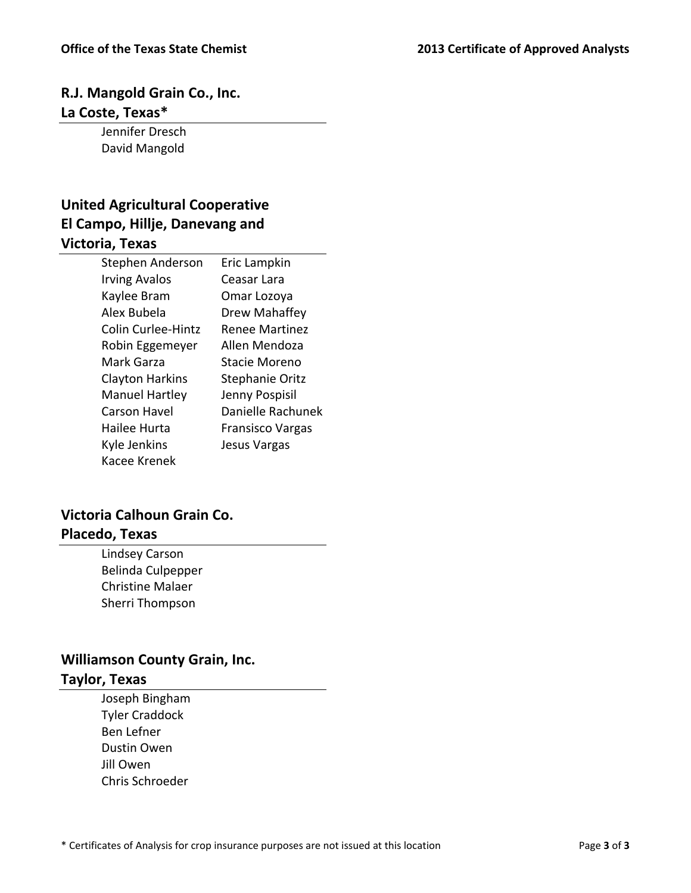## R.J. Mangold Grain Co., Inc.
## La Coste, Texas*

Jennifer Dresch
David Mangold

## United Agricultural Cooperative
## El Campo, Hillje, Danevang and Victoria, Texas

Stephen Anderson
Irving Avalos
Kaylee Bram
Alex Bubela
Colin Curlee-Hintz
Robin Eggemeyer
Mark Garza
Clayton Harkins
Manuel Hartley
Carson Havel
Hailee Hurta
Kyle Jenkins
Kacee Krenek
Eric Lampkin
Ceasar Lara
Omar Lozoya
Drew Mahaffey
Renee Martinez
Allen Mendoza
Stacie Moreno
Stephanie Oritz
Jenny Pospisil
Danielle Rachunek
Fransisco Vargas
Jesus Vargas

## Victoria Calhoun Grain Co.
## Placedo, Texas

Lindsey Carson
Belinda Culpepper
Christine Malaer
Sherri Thompson

## Williamson County Grain, Inc.
## Taylor, Texas

Joseph Bingham
Tyler Craddock
Ben Lefner
Dustin Owen
Jill Owen
Chris Schroeder

* Certificates of Analysis for crop insurance purposes are not issued at this location